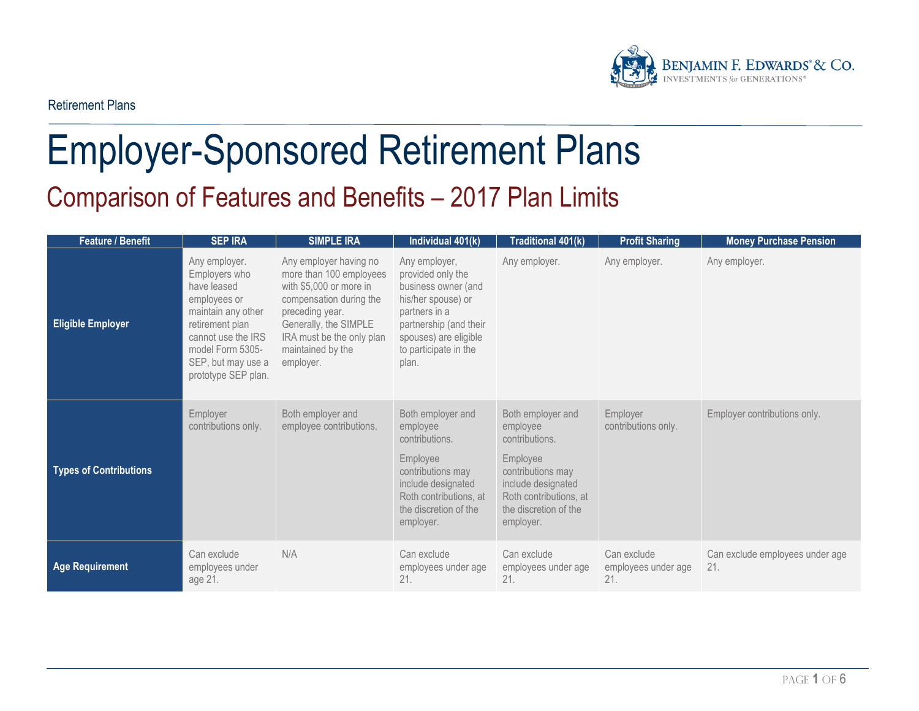Retirement Plans

# Employer-Sponsored Retirement Plans

## Comparison of Features and Benefits – 2017 Plan Limits

| Feature / Benefit | SEP IRA | SIMPLE IRA | Individual 401(k) | Traditional 401(k) | Profit Sharing | Money Purchase Pension |
|---|---|---|---|---|---|---|
| **Eligible Employer** | Any employer. Employers who have leased employees or maintain any other retirement plan cannot use the IRS model Form 5305-SEP, but may use a prototype SEP plan. | Any employer having no more than 100 employees with $5,000 or more in compensation during the preceding year. Generally, the SIMPLE IRA must be the only plan maintained by the employer. | Any employer, provided only the business owner (and his/her spouse) or partners in a partnership (and their spouses) are eligible to participate in the plan. | Any employer. | Any employer. | Any employer. |
| **Types of Contributions** | Employer contributions only. | Both employer and employee contributions. | Both employer and employee contributions.<br><br>Employee contributions may include designated Roth contributions, at the discretion of the employer. | Both employer and employee contributions.<br><br>Employee contributions may include designated Roth contributions, at the discretion of the employer. | Employer contributions only. | Employer contributions only. |
| **Age Requirement** | Can exclude employees under age 21. | N/A | Can exclude employees under age 21. | Can exclude employees under age 21. | Can exclude employees under age 21. | Can exclude employees under age 21. |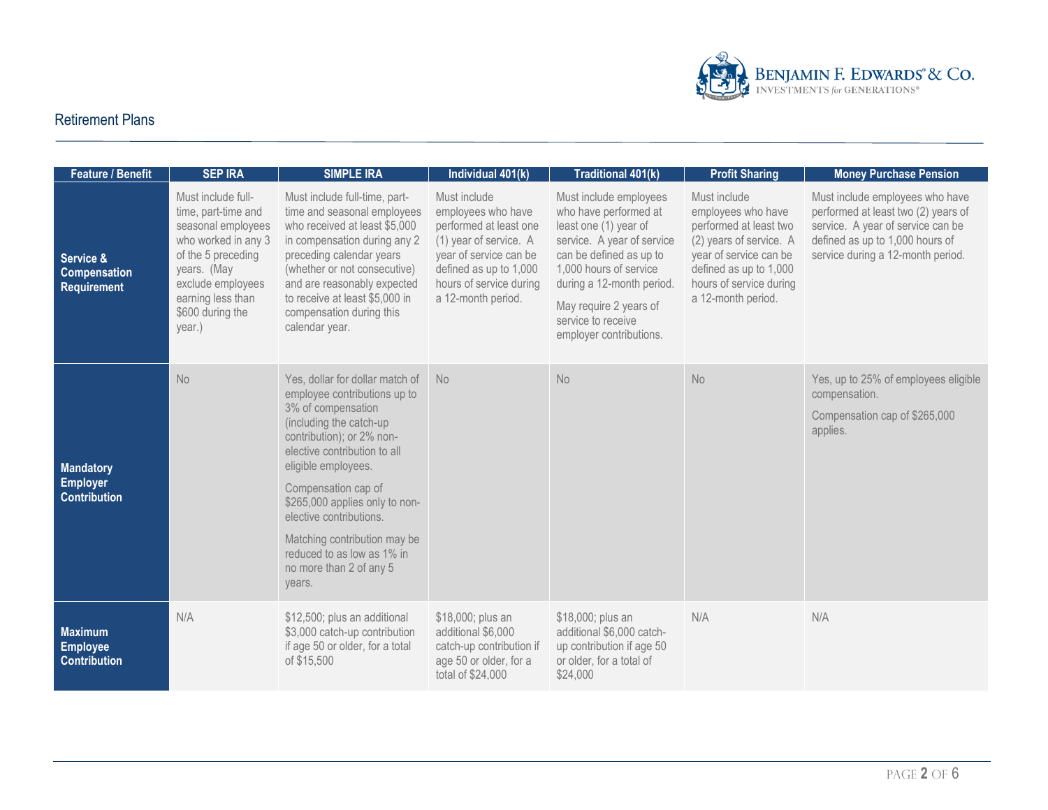## Retirement Plans

| Feature / Benefit | SEP IRA | SIMPLE IRA | Individual 401(k) | Traditional 401(k) | Profit Sharing | Money Purchase Pension |
|---|---|---|---|---|---|---|
| **Service & Compensation Requirement** | Must include full-time, part-time and seasonal employees who worked in any 3 of the 5 preceding years. (May exclude employees earning less than $600 during the year.) | Must include full-time, part-time and seasonal employees who received at least $5,000 in compensation during any 2 preceding calendar years (whether or not consecutive) and are reasonably expected to receive at least $5,000 in compensation during this calendar year. | Must include employees who have performed at least one (1) year of service. A year of service can be defined as up to 1,000 hours of service during a 12-month period. | Must include employees who have performed at least one (1) year of service. A year of service can be defined as up to 1,000 hours of service during a 12-month period.<br><br>May require 2 years of service to receive employer contributions. | Must include employees who have performed at least two (2) years of service. A year of service can be defined as up to 1,000 hours of service during a 12-month period. | Must include employees who have performed at least two (2) years of service. A year of service can be defined as up to 1,000 hours of service during a 12-month period. |
| **Mandatory Employer Contribution** | No | Yes, dollar for dollar match of employee contributions up to 3% of compensation (including the catch-up contribution); or 2% non-elective contribution to all eligible employees.<br><br>Compensation cap of $265,000 applies only to non-elective contributions.<br><br>Matching contribution may be reduced to as low as 1% in no more than 2 of any 5 years. | No | No | No | Yes, up to 25% of employees eligible compensation.<br><br>Compensation cap of $265,000 applies. |
| **Maximum Employee Contribution** | N/A | $12,500; plus an additional $3,000 catch-up contribution if age 50 or older, for a total of $15,500 | $18,000; plus an additional $6,000 catch-up contribution if age 50 or older, for a total of $24,000 | $18,000; plus an additional $6,000 catch-up contribution if age 50 or older, for a total of $24,000 | N/A | N/A |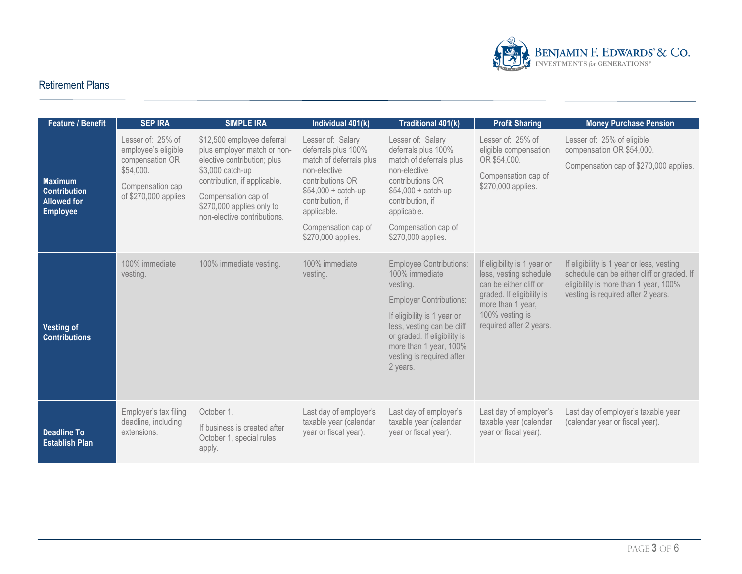## Retirement Plans

| Feature / Benefit | SEP IRA | SIMPLE IRA | Individual 401(k) | Traditional 401(k) | Profit Sharing | Money Purchase Pension |
|---|---|---|---|---|---|---|
| **Maximum Contribution Allowed for Employee** | Lesser of: 25% of employee's eligible compensation OR $54,000.<br><br>Compensation cap of $270,000 applies. | $12,500 employee deferral plus employer match or non-elective contribution; plus $3,000 catch-up contribution, if applicable.<br><br>Compensation cap of $270,000 applies only to non-elective contributions. | Lesser of: Salary deferrals plus 100% match of deferrals plus non-elective contributions OR $54,000 + catch-up contribution, if applicable.<br><br>Compensation cap of $270,000 applies. | Lesser of: Salary deferrals plus 100% match of deferrals plus non-elective contributions OR $54,000 + catch-up contribution, if applicable.<br><br>Compensation cap of $270,000 applies. | Lesser of: 25% of eligible compensation OR $54,000.<br><br>Compensation cap of $270,000 applies. | Lesser of: 25% of eligible compensation OR $54,000.<br><br>Compensation cap of $270,000 applies. |
| **Vesting of Contributions** | 100% immediate vesting. | 100% immediate vesting. | 100% immediate vesting. | Employee Contributions: 100% immediate vesting.<br><br>Employer Contributions:<br><br>If eligibility is 1 year or less, vesting can be cliff or graded. If eligibility is more than 1 year, 100% vesting is required after 2 years. | If eligibility is 1 year or less, vesting schedule can be either cliff or graded. If eligibility is more than 1 year, 100% vesting is required after 2 years. | If eligibility is 1 year or less, vesting schedule can be either cliff or graded. If eligibility is more than 1 year, 100% vesting is required after 2 years. |
| **Deadline To Establish Plan** | Employer's tax filing deadline, including extensions. | October 1.<br><br>If business is created after October 1, special rules apply. | Last day of employer's taxable year (calendar year or fiscal year). | Last day of employer's taxable year (calendar year or fiscal year). | Last day of employer's taxable year (calendar year or fiscal year). | Last day of employer's taxable year (calendar year or fiscal year). |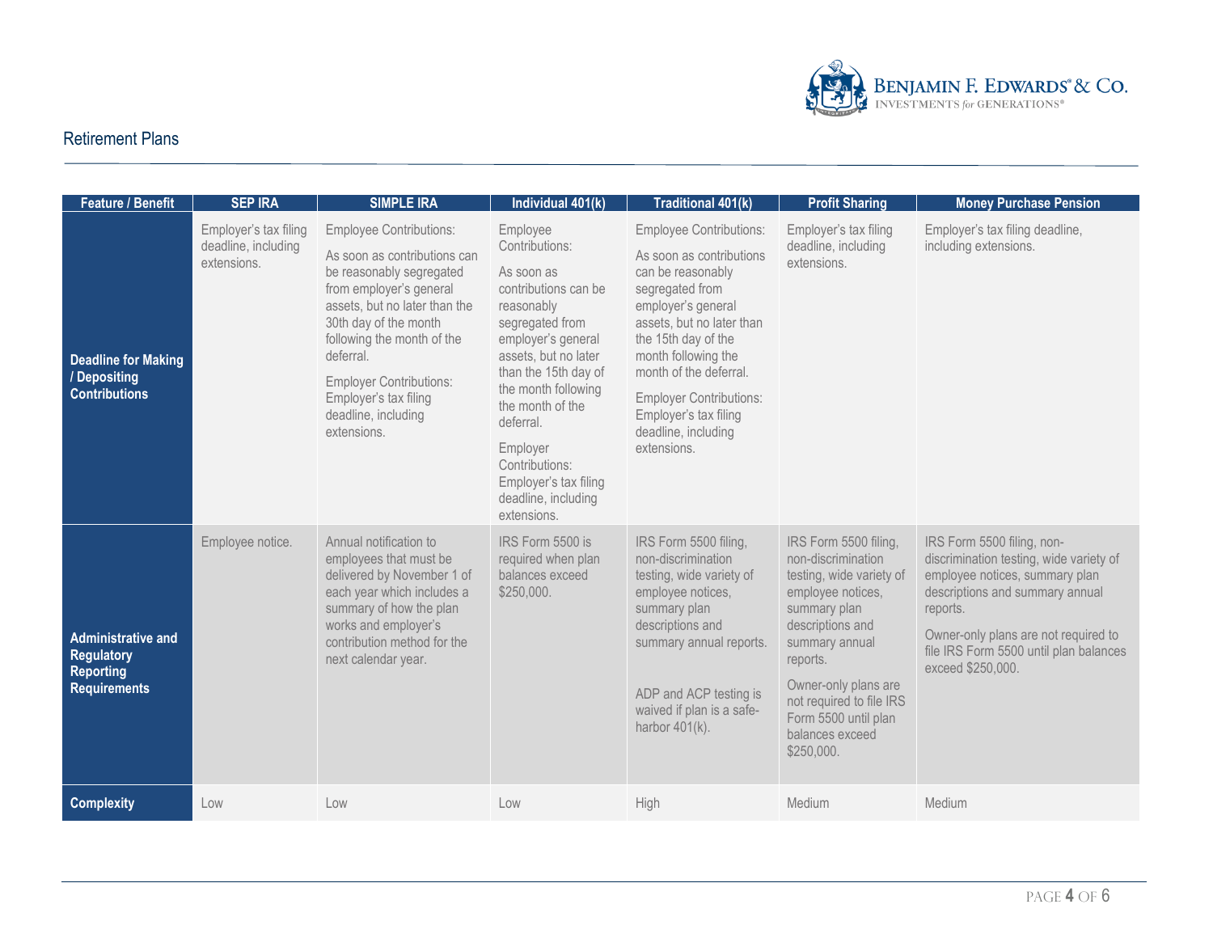## Retirement Plans

| Feature / Benefit | SEP IRA | SIMPLE IRA | Individual 401(k) | Traditional 401(k) | Profit Sharing | Money Purchase Pension |
|---|---|---|---|---|---|---|
| **Deadline for Making / Depositing Contributions** | Employer's tax filing deadline, including extensions. | Employee Contributions: As soon as contributions can be reasonably segregated from employer's general assets, but no later than the 30th day of the month following the month of the deferral. Employer Contributions: Employer's tax filing deadline, including extensions. | Employee Contributions: As soon as contributions can be reasonably segregated from employer's general assets, but no later than the 15th day of the month following the month of the deferral. Employer Contributions: Employer's tax filing deadline, including extensions. | Employee Contributions: As soon as contributions can be reasonably segregated from employer's general assets, but no later than the 15th day of the month following the month of the deferral. Employer Contributions: Employer's tax filing deadline, including extensions. | Employer's tax filing deadline, including extensions. | Employer's tax filing deadline, including extensions. |
| **Administrative and Regulatory Reporting Requirements** | Employee notice. | Annual notification to employees that must be delivered by November 1 of each year which includes a summary of how the plan works and employer's contribution method for the next calendar year. | IRS Form 5500 is required when plan balances exceed $250,000. | IRS Form 5500 filing, non-discrimination testing, wide variety of employee notices, summary plan descriptions and summary annual reports. ADP and ACP testing is waived if plan is a safe-harbor 401(k). | IRS Form 5500 filing, non-discrimination testing, wide variety of employee notices, summary plan descriptions and summary annual reports. Owner-only plans are not required to file IRS Form 5500 until plan balances exceed $250,000. | IRS Form 5500 filing, non-discrimination testing, wide variety of employee notices, summary plan descriptions and summary annual reports. Owner-only plans are not required to file IRS Form 5500 until plan balances exceed $250,000. |
| **Complexity** | Low | Low | Low | High | Medium | Medium |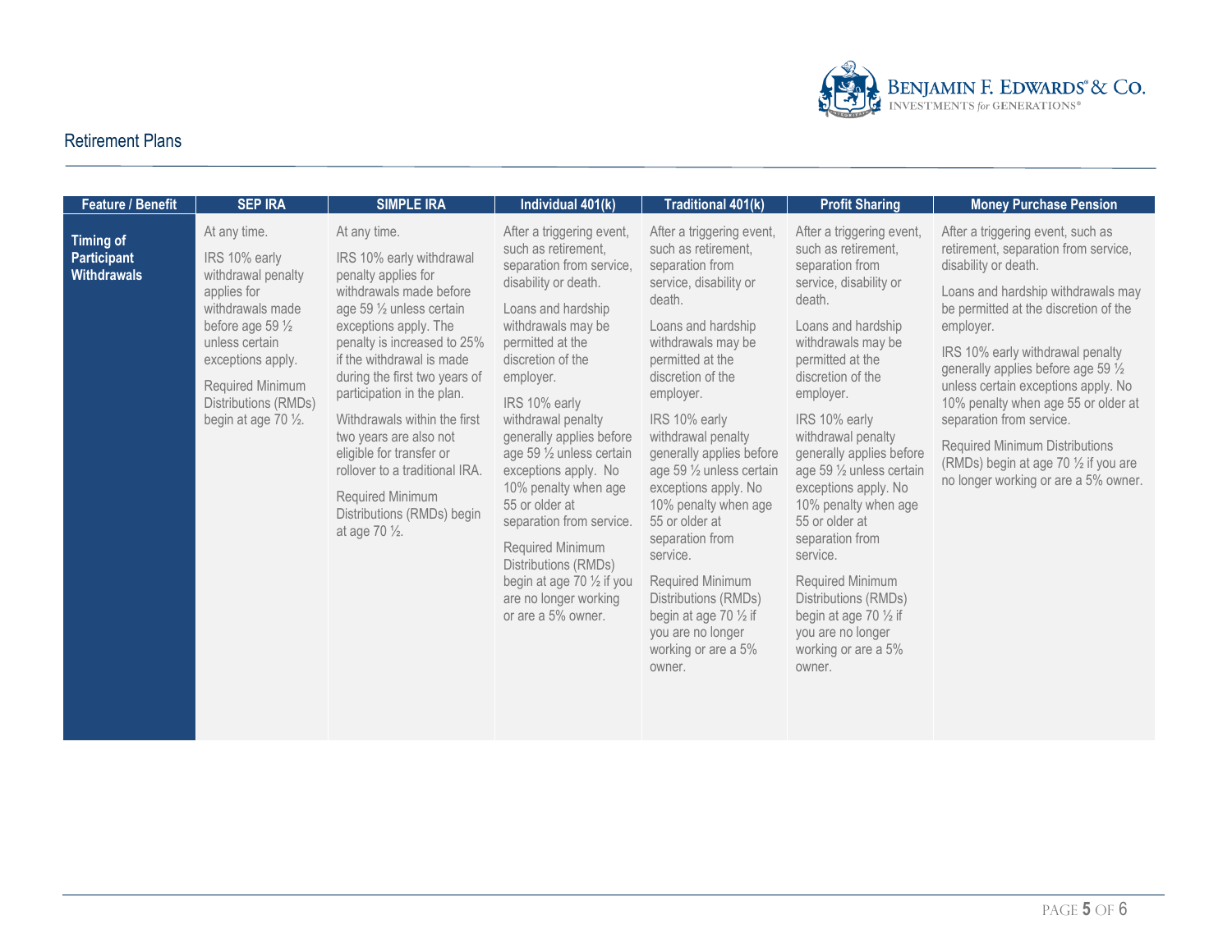## Retirement Plans

| Feature / Benefit | SEP IRA | SIMPLE IRA | Individual 401(k) | Traditional 401(k) | Profit Sharing | Money Purchase Pension |
|---|---|---|---|---|---|---|
| **Timing of Participant Withdrawals** | At any time.<br><br>IRS 10% early withdrawal penalty applies for withdrawals made before age 59 ½ unless certain exceptions apply.<br><br>Required Minimum Distributions (RMDs) begin at age 70 ½. | At any time.<br><br>IRS 10% early withdrawal penalty applies for withdrawals made before age 59 ½ unless certain exceptions apply. The penalty is increased to 25% if the withdrawal is made during the first two years of participation in the plan.<br><br>Withdrawals within the first two years are also not eligible for transfer or rollover to a traditional IRA.<br><br>Required Minimum Distributions (RMDs) begin at age 70 ½. | After a triggering event, such as retirement, separation from service, disability or death.<br><br>Loans and hardship withdrawals may be permitted at the discretion of the employer.<br><br>IRS 10% early withdrawal penalty generally applies before age 59 ½ unless certain exceptions apply. No 10% penalty when age 55 or older at separation from service.<br><br>Required Minimum Distributions (RMDs) begin at age 70 ½ if you are no longer working or are a 5% owner. | After a triggering event, such as retirement, separation from service, disability or death.<br><br>Loans and hardship withdrawals may be permitted at the discretion of the employer.<br><br>IRS 10% early withdrawal penalty generally applies before age 59 ½ unless certain exceptions apply. No 10% penalty when age 55 or older at separation from service.<br><br>Required Minimum Distributions (RMDs) begin at age 70 ½ if you are no longer working or are a 5% owner. | After a triggering event, such as retirement, separation from service, disability or death.<br><br>Loans and hardship withdrawals may be permitted at the discretion of the employer.<br><br>IRS 10% early withdrawal penalty generally applies before age 59 ½ unless certain exceptions apply. No 10% penalty when age 55 or older at separation from service.<br><br>Required Minimum Distributions (RMDs) begin at age 70 ½ if you are no longer working or are a 5% owner. | After a triggering event, such as retirement, separation from service, disability or death.<br><br>Loans and hardship withdrawals may be permitted at the discretion of the employer.<br><br>IRS 10% early withdrawal penalty generally applies before age 59 ½ unless certain exceptions apply. No 10% penalty when age 55 or older at separation from service.<br><br>Required Minimum Distributions (RMDs) begin at age 70 ½ if you are no longer working or are a 5% owner. |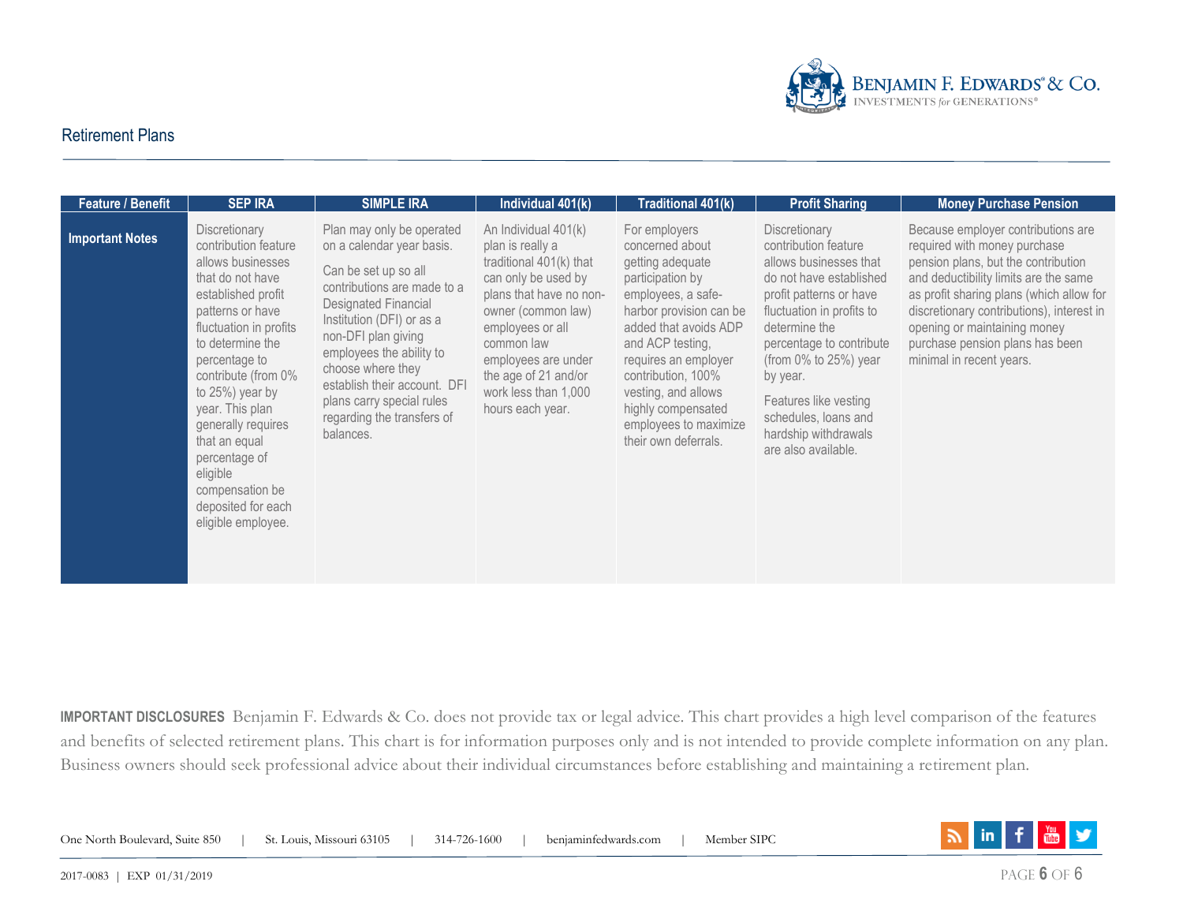Retirement Plans

| Feature / Benefit | SEP IRA | SIMPLE IRA | Individual 401(k) | Traditional 401(k) | Profit Sharing | Money Purchase Pension |
|---|---|---|---|---|---|---|
| **Important Notes** | Discretionary contribution feature allows businesses that do not have established profit patterns or have fluctuation in profits to determine the percentage to contribute (from 0% to 25%) year by year. This plan generally requires that an equal percentage of eligible compensation be deposited for each eligible employee. | Plan may only be operated on a calendar year basis.<br><br>Can be set up so all contributions are made to a Designated Financial Institution (DFI) or as a non-DFI plan giving employees the ability to choose where they establish their account. DFI plans carry special rules regarding the transfers of balances. | An Individual 401(k) plan is really a traditional 401(k) that can only be used by plans that have no non-owner (common law) employees or all common law employees are under the age of 21 and/or work less than 1,000 hours each year. | For employers concerned about getting adequate participation by employees, a safe-harbor provision can be added that avoids ADP and ACP testing, requires an employer contribution, 100% vesting, and allows highly compensated employees to maximize their own deferrals. | Discretionary contribution feature allows businesses that do not have established profit patterns or have fluctuation in profits to determine the percentage to contribute (from 0% to 25%) year by year.<br><br>Features like vesting schedules, loans and hardship withdrawals are also available. | Because employer contributions are required with money purchase pension plans, but the contribution and deductibility limits are the same as profit sharing plans (which allow for discretionary contributions), interest in opening or maintaining money purchase pension plans has been minimal in recent years. |

**IMPORTANT DISCLOSURES** Benjamin F. Edwards & Co. does not provide tax or legal advice. This chart provides a high level comparison of the features and benefits of selected retirement plans. This chart is for information purposes only and is not intended to provide complete information on any plan. Business owners should seek professional advice about their individual circumstances before establishing and maintaining a retirement plan.

One North Boulevard, Suite 850 | St. Louis, Missouri 63105 | 314-726-1600 | benjaminfedwards.com | Member SIPC

2017-0083 | EXP 01/31/2019